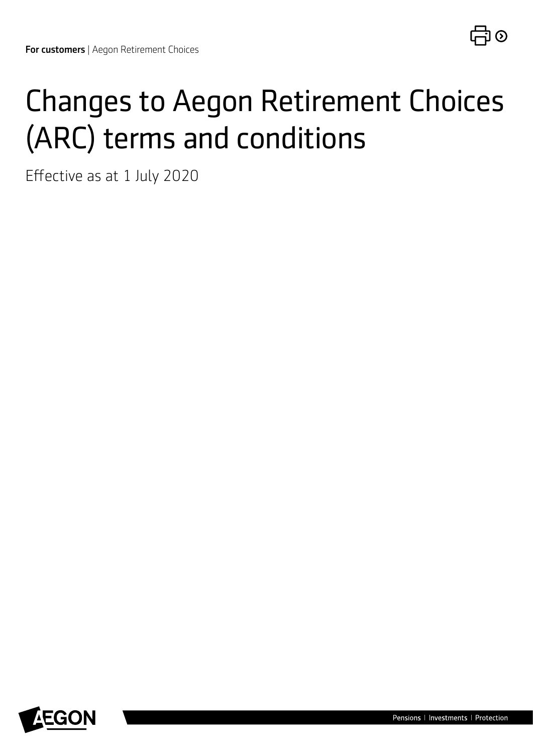**For customers** | Aegon Retirement Choices

# Changes to Aegon Retirement Choices (ARC) terms and conditions

Effective as at 1 July 2020

Pensions | Investments | Protection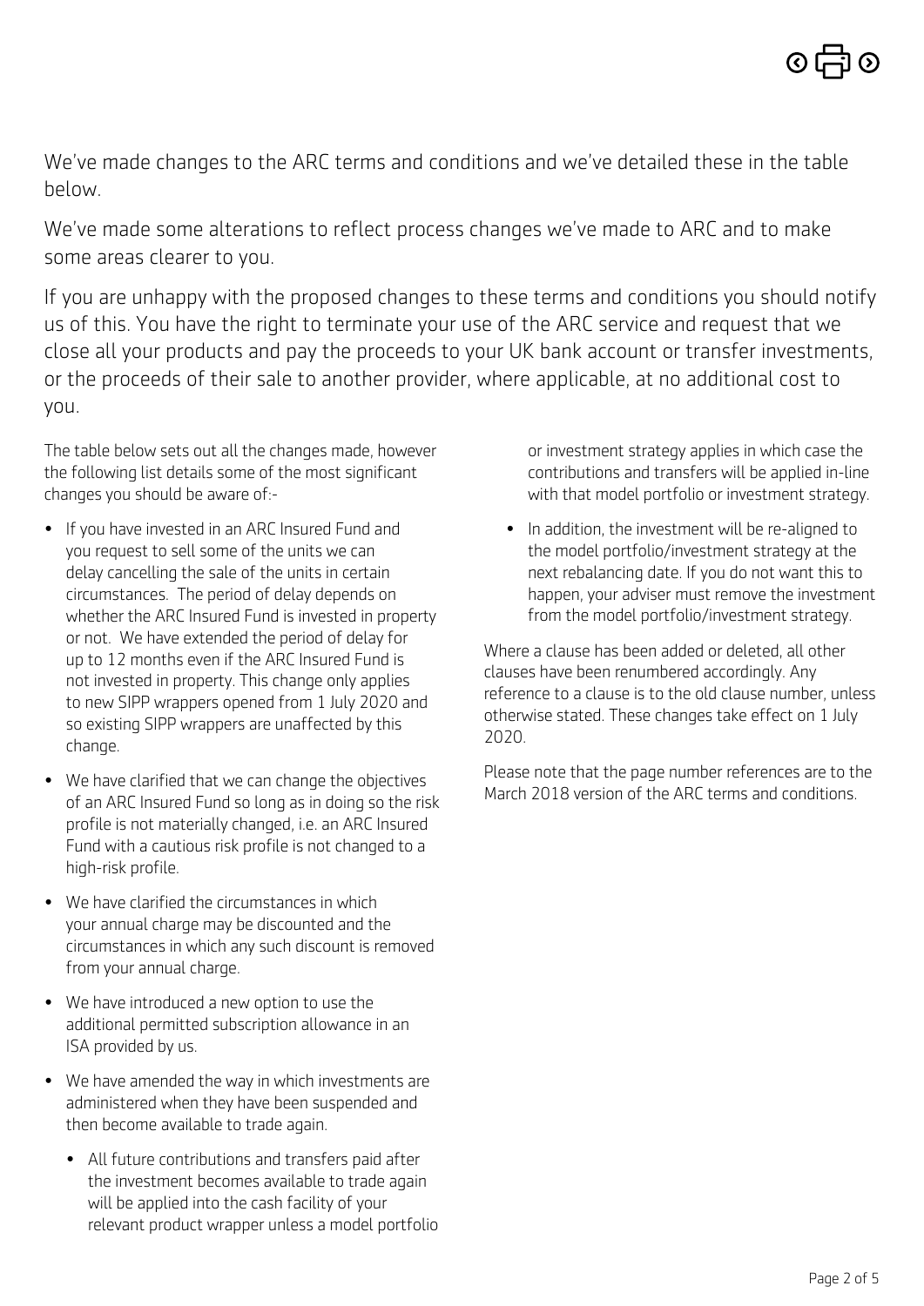We've made changes to the ARC terms and conditions and we've detailed these in the table below.

We've made some alterations to reflect process changes we've made to ARC and to make some areas clearer to you.

If you are unhappy with the proposed changes to these terms and conditions you should notify us of this. You have the right to terminate your use of the ARC service and request that we close all your products and pay the proceeds to your UK bank account or transfer investments, or the proceeds of their sale to another provider, where applicable, at no additional cost to you.

The table below sets out all the changes made, however the following list details some of the most significant changes you should be aware of:-

- If you have invested in an ARC Insured Fund and you request to sell some of the units we can delay cancelling the sale of the units in certain circumstances. The period of delay depends on whether the ARC Insured Fund is invested in property or not. We have extended the period of delay for up to 12 months even if the ARC Insured Fund is not invested in property. This change only applies to new SIPP wrappers opened from 1 July 2020 and so existing SIPP wrappers are unaffected by this change.
- We have clarified that we can change the objectives of an ARC Insured Fund so long as in doing so the risk profile is not materially changed, i.e. an ARC Insured Fund with a cautious risk profile is not changed to a high-risk profile.
- We have clarified the circumstances in which your annual charge may be discounted and the circumstances in which any such discount is removed from your annual charge.
- We have introduced a new option to use the additional permitted subscription allowance in an ISA provided by us.
- We have amended the way in which investments are administered when they have been suspended and then become available to trade again.
  - All future contributions and transfers paid after the investment becomes available to trade again will be applied into the cash facility of your relevant product wrapper unless a model portfolio or investment strategy applies in which case the contributions and transfers will be applied in-line with that model portfolio or investment strategy.
  - In addition, the investment will be re-aligned to the model portfolio/investment strategy at the next rebalancing date. If you do not want this to happen, your adviser must remove the investment from the model portfolio/investment strategy.

Where a clause has been added or deleted, all other clauses have been renumbered accordingly. Any reference to a clause is to the old clause number, unless otherwise stated. These changes take effect on 1 July 2020.

Please note that the page number references are to the March 2018 version of the ARC terms and conditions.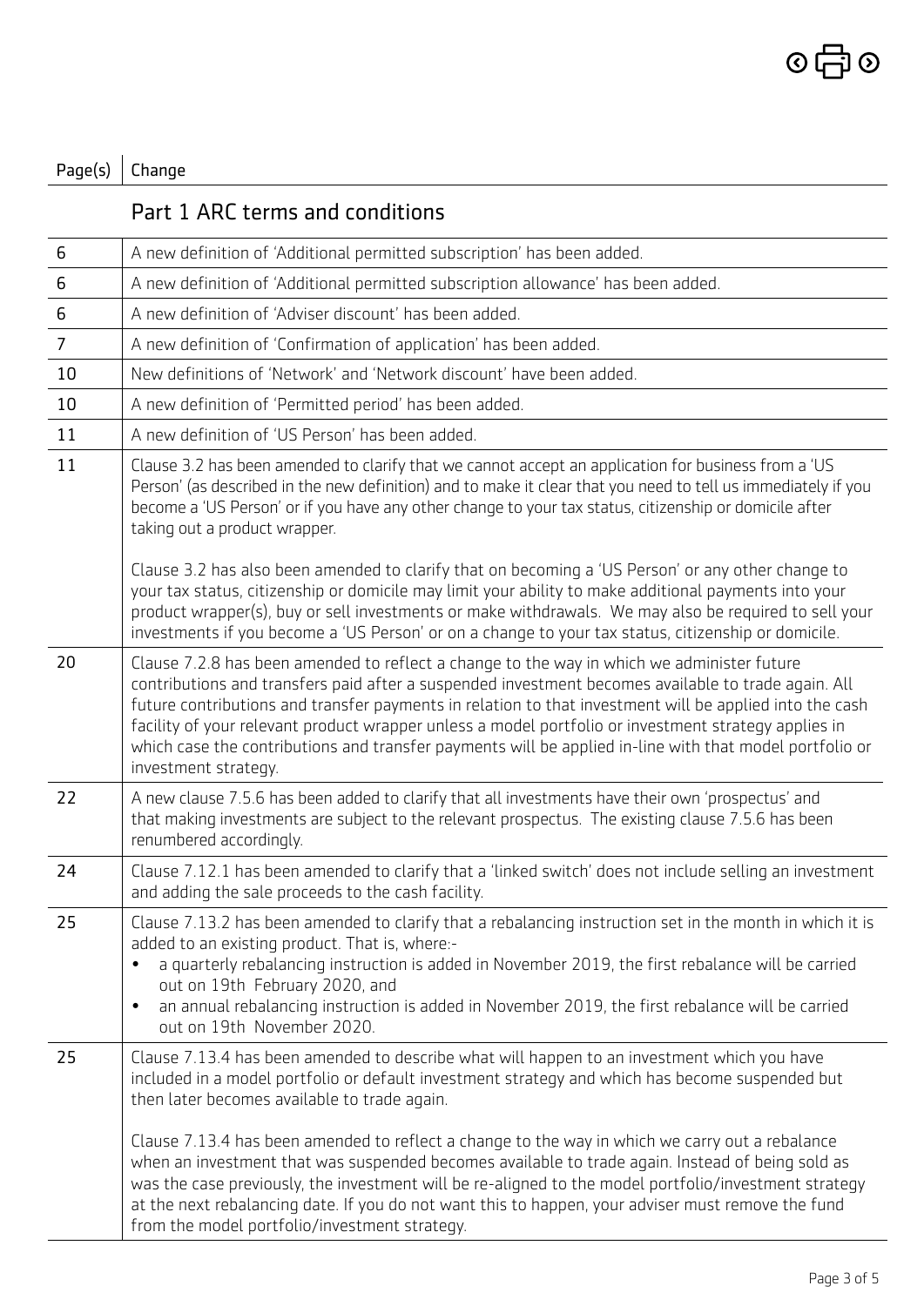| Page(s) | Change |
|---|---|
| | **Part 1 ARC terms and conditions** |
| 6 | A new definition of 'Additional permitted subscription' has been added. |
| 6 | A new definition of 'Additional permitted subscription allowance' has been added. |
| 6 | A new definition of 'Adviser discount' has been added. |
| 7 | A new definition of 'Confirmation of application' has been added. |
| 10 | New definitions of 'Network' and 'Network discount' have been added. |
| 10 | A new definition of 'Permitted period' has been added. |
| 11 | A new definition of 'US Person' has been added. |
| 11 | Clause 3.2 has been amended to clarify that we cannot accept an application for business from a 'US Person' (as described in the new definition) and to make it clear that you need to tell us immediately if you become a 'US Person' or if you have any other change to your tax status, citizenship or domicile after taking out a product wrapper.<br><br>Clause 3.2 has also been amended to clarify that on becoming a 'US Person' or any other change to your tax status, citizenship or domicile may limit your ability to make additional payments into your product wrapper(s), buy or sell investments or make withdrawals. We may also be required to sell your investments if you become a 'US Person' or on a change to your tax status, citizenship or domicile. |
| 20 | Clause 7.2.8 has been amended to reflect a change to the way in which we administer future contributions and transfers paid after a suspended investment becomes available to trade again. All future contributions and transfer payments in relation to that investment will be applied into the cash facility of your relevant product wrapper unless a model portfolio or investment strategy applies in which case the contributions and transfer payments will be applied in-line with that model portfolio or investment strategy. |
| 22 | A new clause 7.5.6 has been added to clarify that all investments have their own 'prospectus' and that making investments are subject to the relevant prospectus. The existing clause 7.5.6 has been renumbered accordingly. |
| 24 | Clause 7.12.1 has been amended to clarify that a 'linked switch' does not include selling an investment and adding the sale proceeds to the cash facility. |
| 25 | Clause 7.13.2 has been amended to clarify that a rebalancing instruction set in the month in which it is added to an existing product. That is, where:-<br>• a quarterly rebalancing instruction is added in November 2019, the first rebalance will be carried out on 19th February 2020, and<br>• an annual rebalancing instruction is added in November 2019, the first rebalance will be carried out on 19th November 2020. |
| 25 | Clause 7.13.4 has been amended to describe what will happen to an investment which you have included in a model portfolio or default investment strategy and which has become suspended but then later becomes available to trade again.<br><br>Clause 7.13.4 has been amended to reflect a change to the way in which we carry out a rebalance when an investment that was suspended becomes available to trade again. Instead of being sold as was the case previously, the investment will be re-aligned to the model portfolio/investment strategy at the next rebalancing date. If you do not want this to happen, your adviser must remove the fund from the model portfolio/investment strategy. |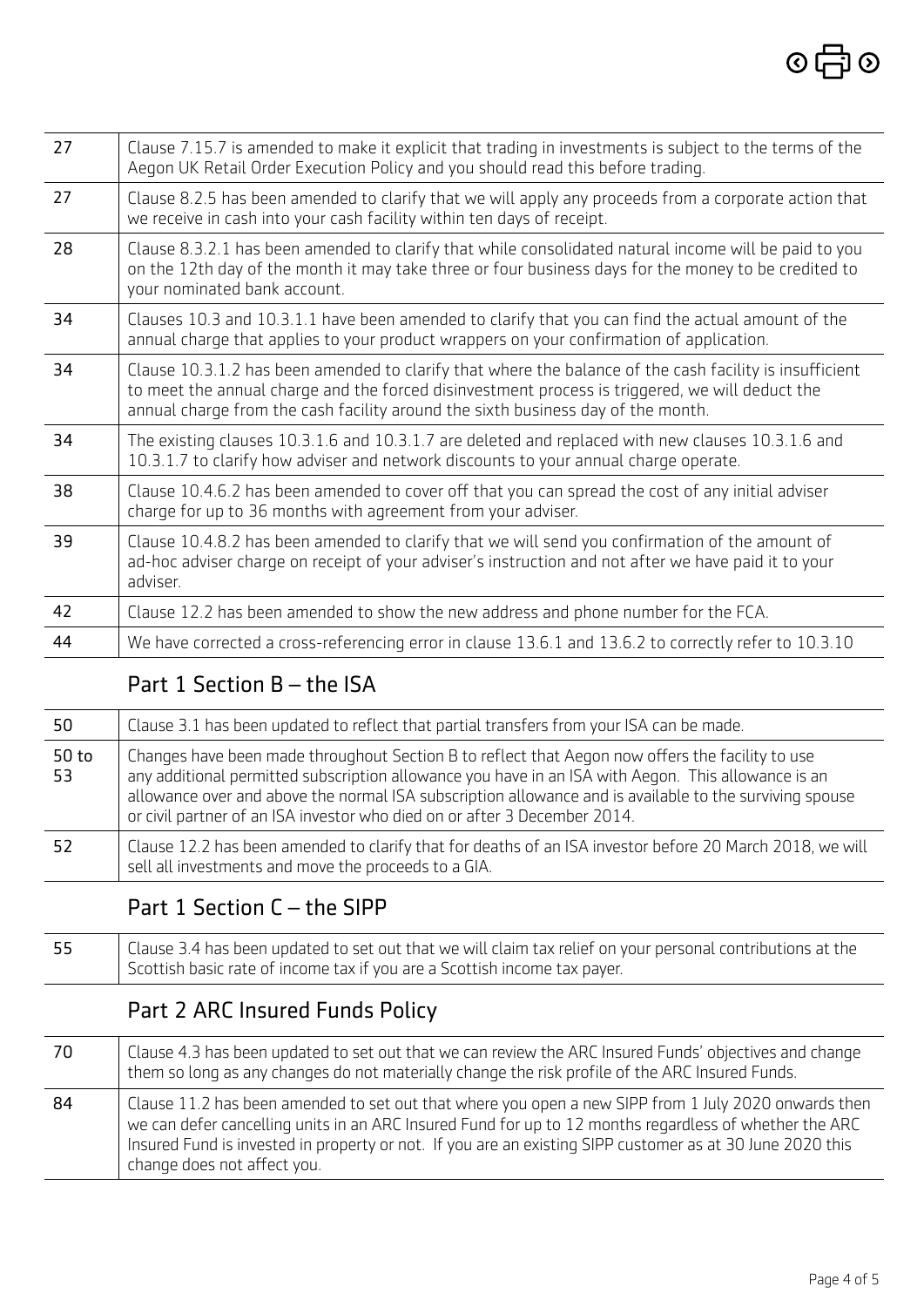| | |
|---|---|
| 27 | Clause 7.15.7 is amended to make it explicit that trading in investments is subject to the terms of the Aegon UK Retail Order Execution Policy and you should read this before trading. |
| 27 | Clause 8.2.5 has been amended to clarify that we will apply any proceeds from a corporate action that we receive in cash into your cash facility within ten days of receipt. |
| 28 | Clause 8.3.2.1 has been amended to clarify that while consolidated natural income will be paid to you on the 12th day of the month it may take three or four business days for the money to be credited to your nominated bank account. |
| 34 | Clauses 10.3 and 10.3.1.1 have been amended to clarify that you can find the actual amount of the annual charge that applies to your product wrappers on your confirmation of application. |
| 34 | Clause 10.3.1.2 has been amended to clarify that where the balance of the cash facility is insufficient to meet the annual charge and the forced disinvestment process is triggered, we will deduct the annual charge from the cash facility around the sixth business day of the month. |
| 34 | The existing clauses 10.3.1.6 and 10.3.1.7 are deleted and replaced with new clauses 10.3.1.6 and 10.3.1.7 to clarify how adviser and network discounts to your annual charge operate. |
| 38 | Clause 10.4.6.2 has been amended to cover off that you can spread the cost of any initial adviser charge for up to 36 months with agreement from your adviser. |
| 39 | Clause 10.4.8.2 has been amended to clarify that we will send you confirmation of the amount of ad-hoc adviser charge on receipt of your adviser's instruction and not after we have paid it to your adviser. |
| 42 | Clause 12.2 has been amended to show the new address and phone number for the FCA. |
| 44 | We have corrected a cross-referencing error in clause 13.6.1 and 13.6.2 to correctly refer to 10.3.10 |

## Part 1 Section B – the ISA

| | |
|---|---|
| 50 | Clause 3.1 has been updated to reflect that partial transfers from your ISA can be made. |
| 50 to 53 | Changes have been made throughout Section B to reflect that Aegon now offers the facility to use any additional permitted subscription allowance you have in an ISA with Aegon. This allowance is an allowance over and above the normal ISA subscription allowance and is available to the surviving spouse or civil partner of an ISA investor who died on or after 3 December 2014. |
| 52 | Clause 12.2 has been amended to clarify that for deaths of an ISA investor before 20 March 2018, we will sell all investments and move the proceeds to a GIA. |

## Part 1 Section C – the SIPP

| | |
|---|---|
| 55 | Clause 3.4 has been updated to set out that we will claim tax relief on your personal contributions at the Scottish basic rate of income tax if you are a Scottish income tax payer. |

## Part 2 ARC Insured Funds Policy

| | |
|---|---|
| 70 | Clause 4.3 has been updated to set out that we can review the ARC Insured Funds' objectives and change them so long as any changes do not materially change the risk profile of the ARC Insured Funds. |
| 84 | Clause 11.2 has been amended to set out that where you open a new SIPP from 1 July 2020 onwards then we can defer cancelling units in an ARC Insured Fund for up to 12 months regardless of whether the ARC Insured Fund is invested in property or not. If you are an existing SIPP customer as at 30 June 2020 this change does not affect you. |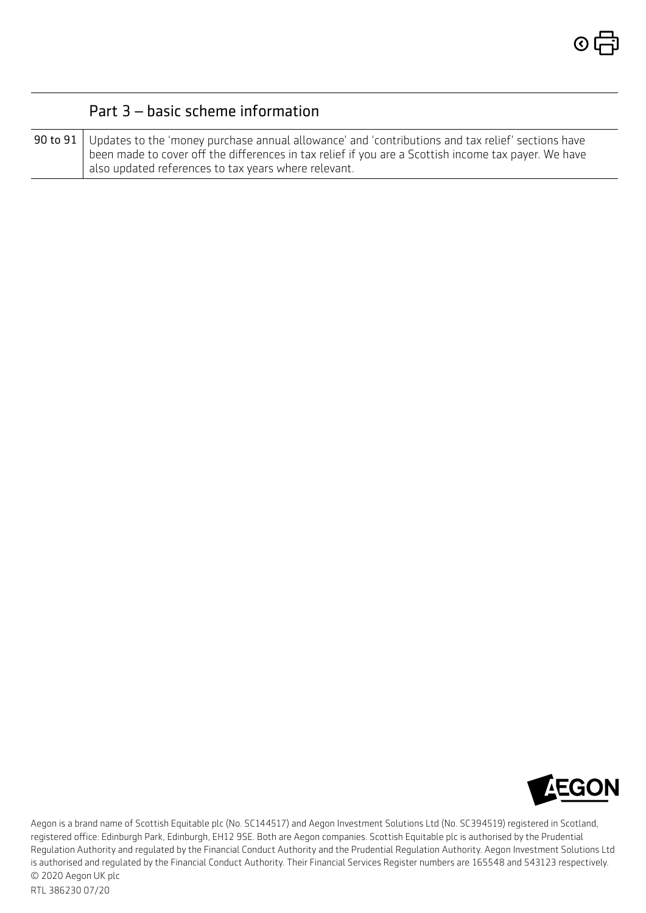## Part 3 – basic scheme information

| | |
|---|---|
| 90 to 91 | Updates to the 'money purchase annual allowance' and 'contributions and tax relief' sections have been made to cover off the differences in tax relief if you are a Scottish income tax payer. We have also updated references to tax years where relevant. |

Aegon is a brand name of Scottish Equitable plc (No. SC144517) and Aegon Investment Solutions Ltd (No. SC394519) registered in Scotland, registered office: Edinburgh Park, Edinburgh, EH12 9SE. Both are Aegon companies. Scottish Equitable plc is authorised by the Prudential Regulation Authority and regulated by the Financial Conduct Authority and the Prudential Regulation Authority. Aegon Investment Solutions Ltd is authorised and regulated by the Financial Conduct Authority. Their Financial Services Register numbers are 165548 and 543123 respectively.

© 2020 Aegon UK plc

RTL 386230 07/20